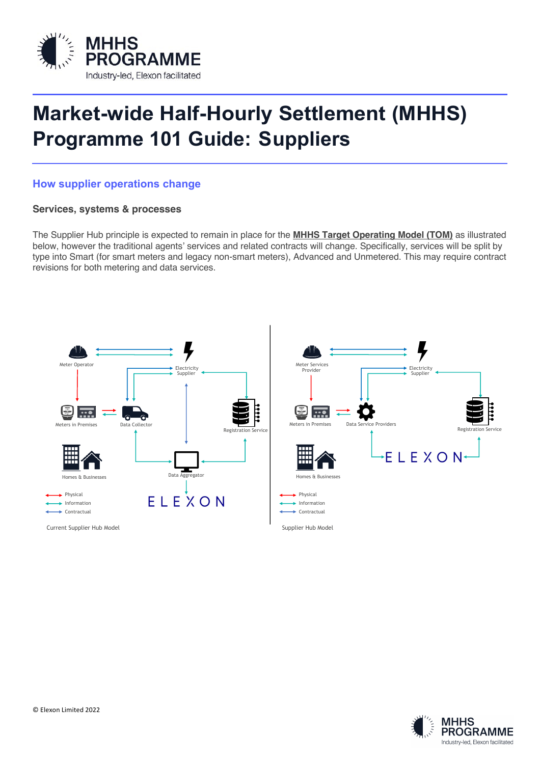# Market-wide Half-Hourly Settlement (MHHS) Programme 101 Guide: Suppliers

## How supplier operations change

### Services, systems & processes

The Supplier Hub principle is expected to remain in place for the **MHHS Target Operating Model (TOM)** as illustrated below, however the traditional agents' services and related contracts will change. Specifically, services will be split by type into Smart (for smart meters and legacy non-smart meters), Advanced and Unmetered. This may require contract revisions for both metering and data services.

Current Supplier Hub Model

Supplier Hub Model

© Elexon Limited 2022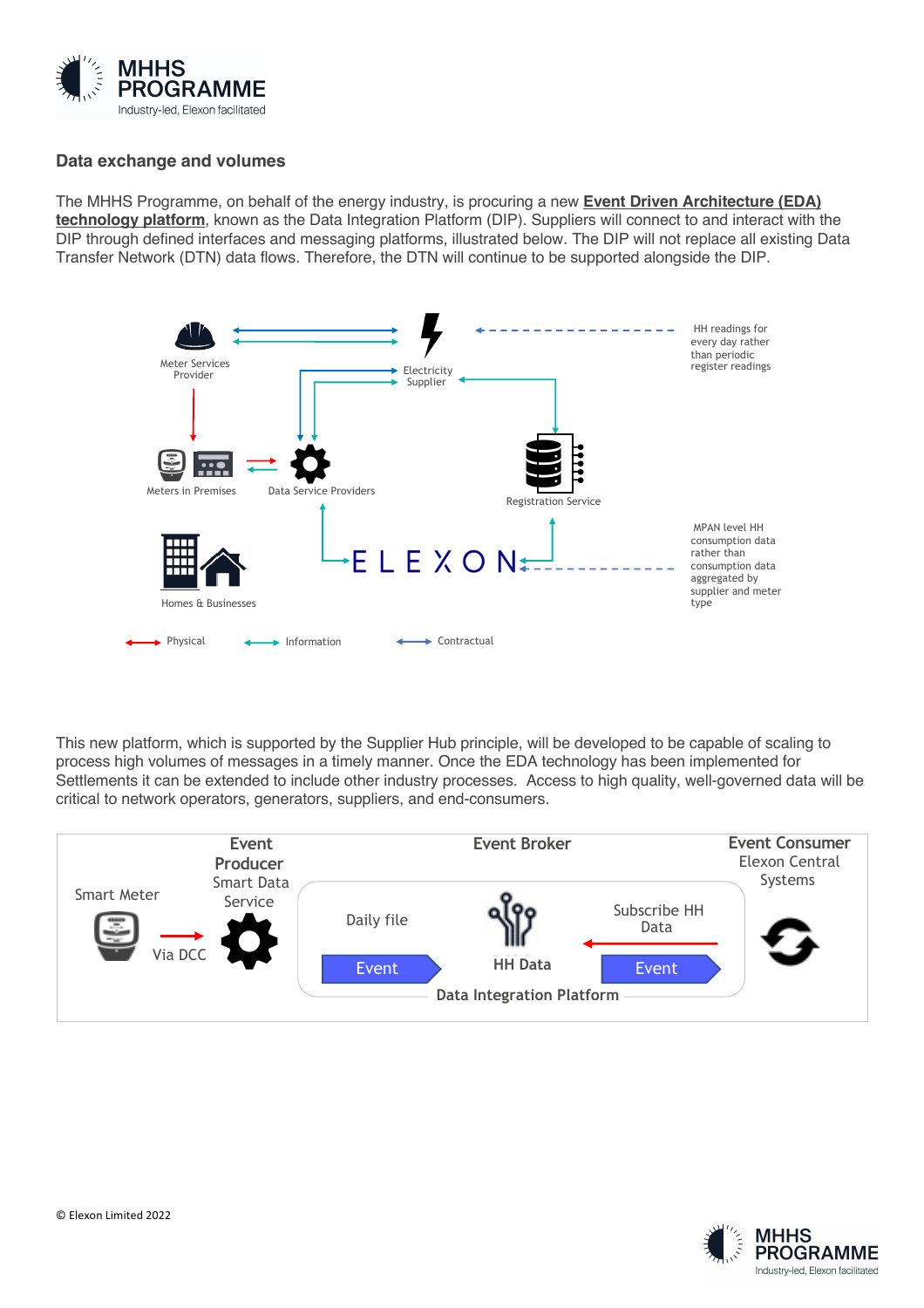## Data exchange and volumes

The MHHS Programme, on behalf of the energy industry, is procuring a new **Event Driven Architecture (EDA) technology platform**, known as the Data Integration Platform (DIP). Suppliers will connect to and interact with the DIP through defined interfaces and messaging platforms, illustrated below. The DIP will not replace all existing Data Transfer Network (DTN) data flows. Therefore, the DTN will continue to be supported alongside the DIP.

Meter Services Provider

Electricity Supplier

HH readings for every day rather than periodic register readings

Meters in Premises

Data Service Providers

Registration Service

Homes & Businesses

ELEXON

MPAN level HH consumption data rather than consumption data aggregated by supplier and meter type

Physical    Information    Contractual

This new platform, which is supported by the Supplier Hub principle, will be developed to be capable of scaling to process high volumes of messages in a timely manner. Once the EDA technology has been implemented for Settlements it can be extended to include other industry processes. Access to high quality, well-governed data will be critical to network operators, generators, suppliers, and end-consumers.

Smart Meter

Event Producer
Smart Data Service

Via DCC

Event Broker

Daily file

Event

HH Data

Subscribe HH Data

Event

Data Integration Platform

Event Consumer
Elexon Central Systems

© Elexon Limited 2022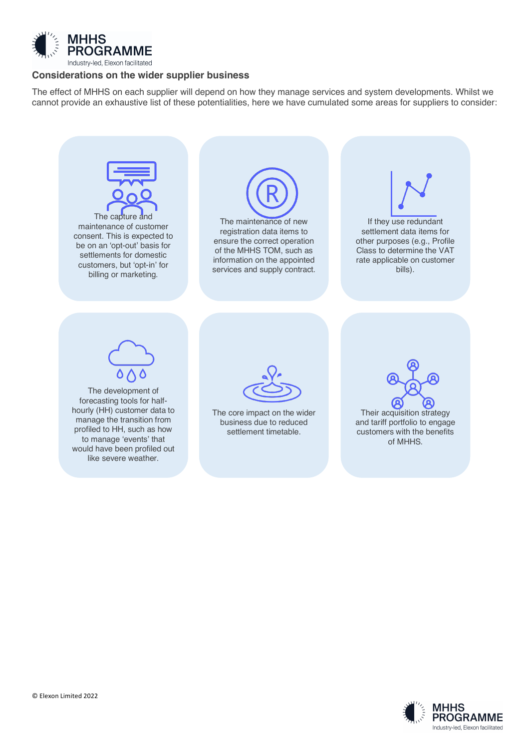## Considerations on the wider supplier business

The effect of MHHS on each supplier will depend on how they manage services and system developments. Whilst we cannot provide an exhaustive list of these potentialities, here we have cumulated some areas for suppliers to consider:

- The capture and maintenance of customer consent. This is expected to be on an 'opt-out' basis for settlements for domestic customers, but 'opt-in' for billing or marketing.
- The maintenance of new registration data items to ensure the correct operation of the MHHS TOM, such as information on the appointed services and supply contract.
- If they use redundant settlement data items for other purposes (e.g., Profile Class to determine the VAT rate applicable on customer bills).
- The development of forecasting tools for half-hourly (HH) customer data to manage the transition from profiled to HH, such as how to manage 'events' that would have been profiled out like severe weather.
- The core impact on the wider business due to reduced settlement timetable.
- Their acquisition strategy and tariff portfolio to engage customers with the benefits of MHHS.

© Elexon Limited 2022